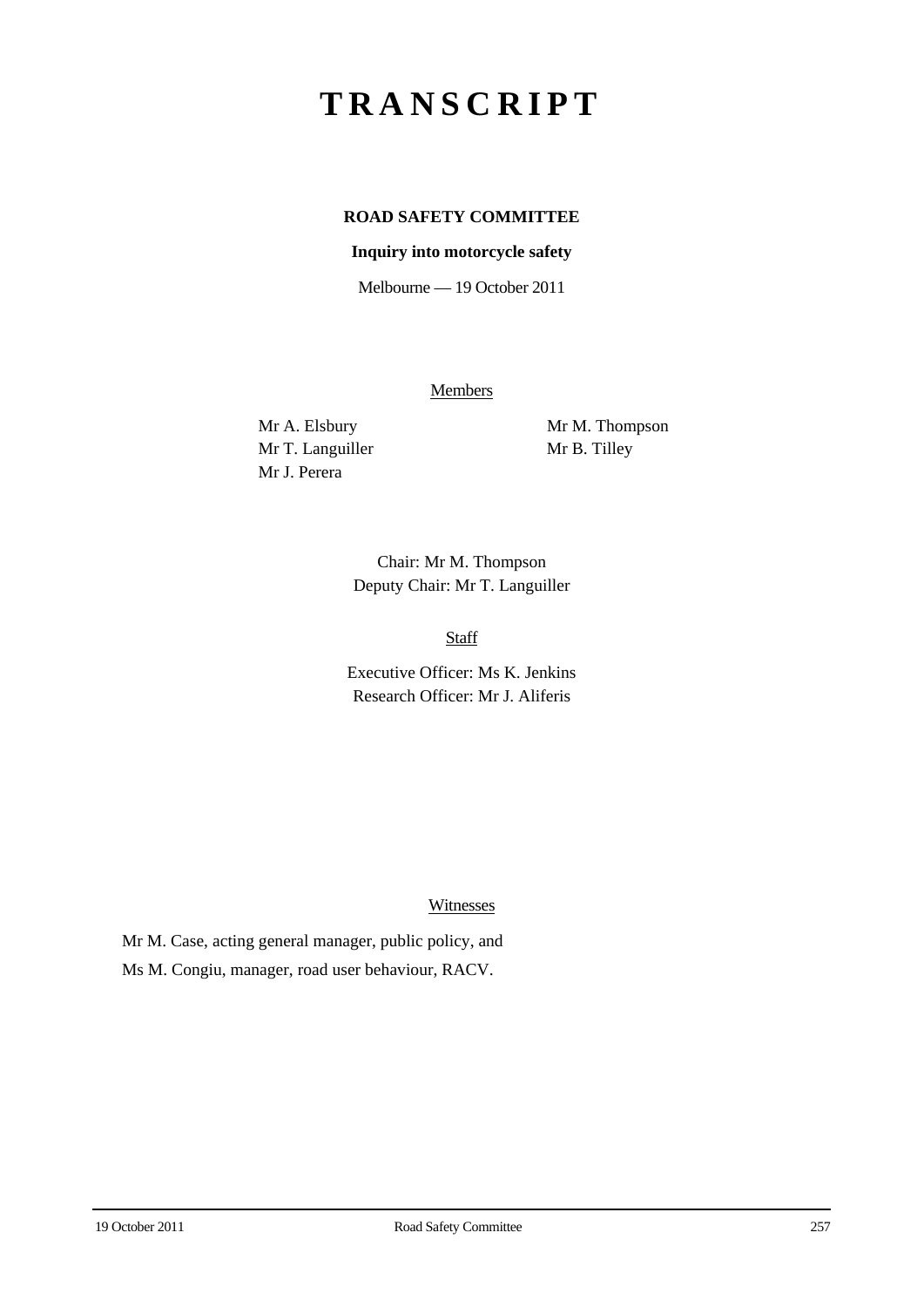# TRANSCRIPT

**ROAD SAFETY COMMITTEE**

**Inquiry into motorcycle safety**

Melbourne — 19 October 2011

Members

Mr A. Elsbury
Mr T. Languiller
Mr J. Perera
Mr M. Thompson
Mr B. Tilley

Chair: Mr M. Thompson
Deputy Chair: Mr T. Languiller

Staff

Executive Officer: Ms K. Jenkins
Research Officer: Mr J. Aliferis

Witnesses

Mr M. Case, acting general manager, public policy, and

Ms M. Congiu, manager, road user behaviour, RACV.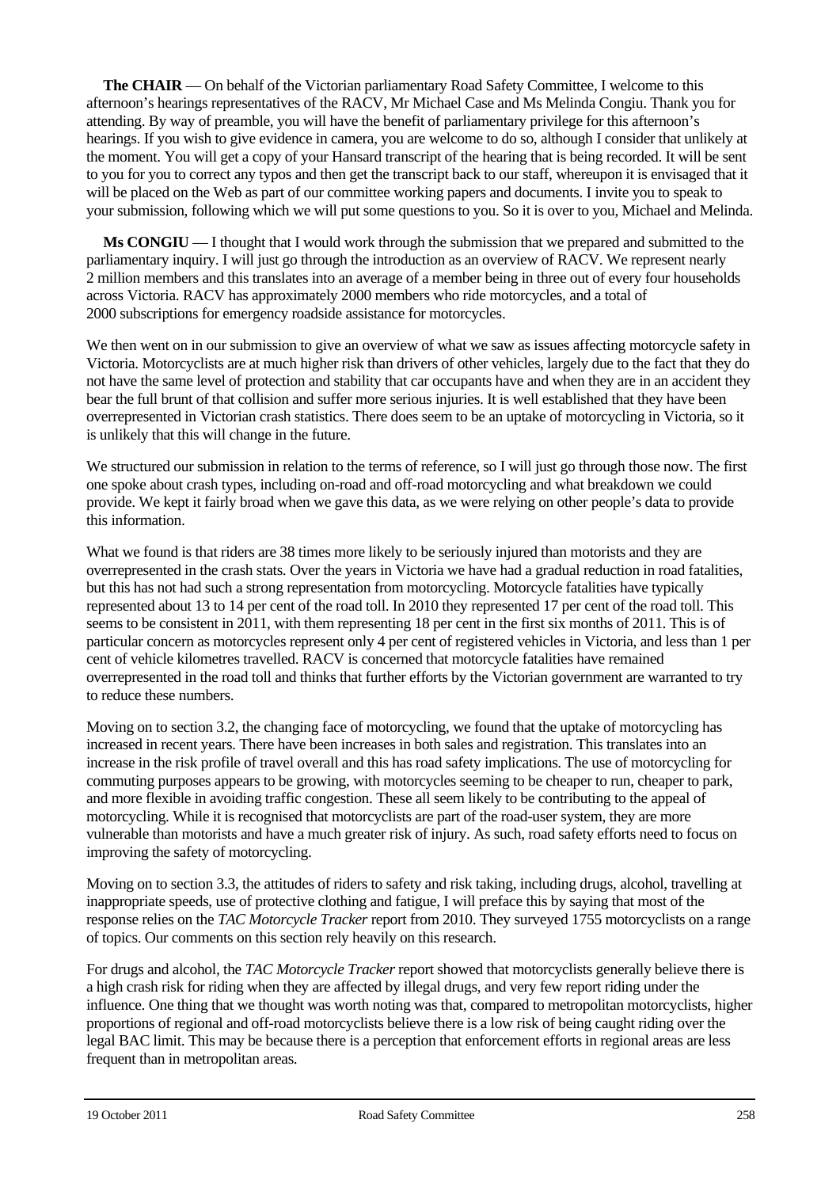**The CHAIR** — On behalf of the Victorian parliamentary Road Safety Committee, I welcome to this afternoon's hearings representatives of the RACV, Mr Michael Case and Ms Melinda Congiu. Thank you for attending. By way of preamble, you will have the benefit of parliamentary privilege for this afternoon's hearings. If you wish to give evidence in camera, you are welcome to do so, although I consider that unlikely at the moment. You will get a copy of your Hansard transcript of the hearing that is being recorded. It will be sent to you for you to correct any typos and then get the transcript back to our staff, whereupon it is envisaged that it will be placed on the Web as part of our committee working papers and documents. I invite you to speak to your submission, following which we will put some questions to you. So it is over to you, Michael and Melinda.

**Ms CONGIU** — I thought that I would work through the submission that we prepared and submitted to the parliamentary inquiry. I will just go through the introduction as an overview of RACV. We represent nearly 2 million members and this translates into an average of a member being in three out of every four households across Victoria. RACV has approximately 2000 members who ride motorcycles, and a total of 2000 subscriptions for emergency roadside assistance for motorcycles.

We then went on in our submission to give an overview of what we saw as issues affecting motorcycle safety in Victoria. Motorcyclists are at much higher risk than drivers of other vehicles, largely due to the fact that they do not have the same level of protection and stability that car occupants have and when they are in an accident they bear the full brunt of that collision and suffer more serious injuries. It is well established that they have been overrepresented in Victorian crash statistics. There does seem to be an uptake of motorcycling in Victoria, so it is unlikely that this will change in the future.

We structured our submission in relation to the terms of reference, so I will just go through those now. The first one spoke about crash types, including on-road and off-road motorcycling and what breakdown we could provide. We kept it fairly broad when we gave this data, as we were relying on other people's data to provide this information.

What we found is that riders are 38 times more likely to be seriously injured than motorists and they are overrepresented in the crash stats. Over the years in Victoria we have had a gradual reduction in road fatalities, but this has not had such a strong representation from motorcycling. Motorcycle fatalities have typically represented about 13 to 14 per cent of the road toll. In 2010 they represented 17 per cent of the road toll. This seems to be consistent in 2011, with them representing 18 per cent in the first six months of 2011. This is of particular concern as motorcycles represent only 4 per cent of registered vehicles in Victoria, and less than 1 per cent of vehicle kilometres travelled. RACV is concerned that motorcycle fatalities have remained overrepresented in the road toll and thinks that further efforts by the Victorian government are warranted to try to reduce these numbers.

Moving on to section 3.2, the changing face of motorcycling, we found that the uptake of motorcycling has increased in recent years. There have been increases in both sales and registration. This translates into an increase in the risk profile of travel overall and this has road safety implications. The use of motorcycling for commuting purposes appears to be growing, with motorcycles seeming to be cheaper to run, cheaper to park, and more flexible in avoiding traffic congestion. These all seem likely to be contributing to the appeal of motorcycling. While it is recognised that motorcyclists are part of the road-user system, they are more vulnerable than motorists and have a much greater risk of injury. As such, road safety efforts need to focus on improving the safety of motorcycling.

Moving on to section 3.3, the attitudes of riders to safety and risk taking, including drugs, alcohol, travelling at inappropriate speeds, use of protective clothing and fatigue, I will preface this by saying that most of the response relies on the *TAC Motorcycle Tracker* report from 2010. They surveyed 1755 motorcyclists on a range of topics. Our comments on this section rely heavily on this research.

For drugs and alcohol, the *TAC Motorcycle Tracker* report showed that motorcyclists generally believe there is a high crash risk for riding when they are affected by illegal drugs, and very few report riding under the influence. One thing that we thought was worth noting was that, compared to metropolitan motorcyclists, higher proportions of regional and off-road motorcyclists believe there is a low risk of being caught riding over the legal BAC limit. This may be because there is a perception that enforcement efforts in regional areas are less frequent than in metropolitan areas.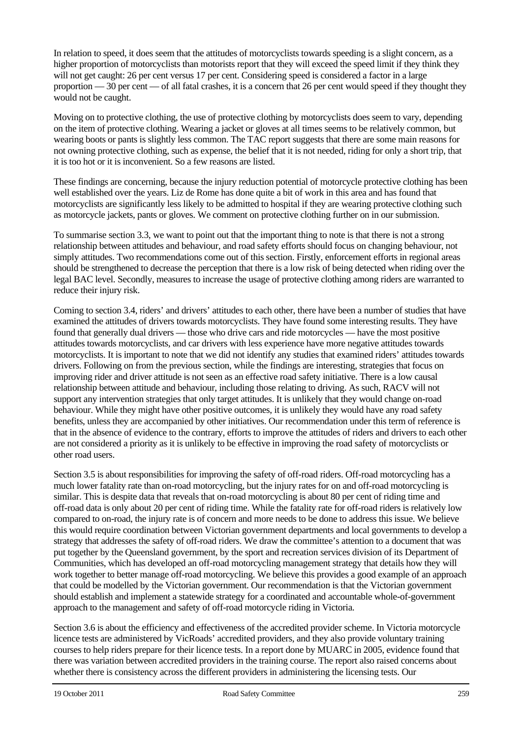In relation to speed, it does seem that the attitudes of motorcyclists towards speeding is a slight concern, as a higher proportion of motorcyclists than motorists report that they will exceed the speed limit if they think they will not get caught: 26 per cent versus 17 per cent. Considering speed is considered a factor in a large proportion — 30 per cent — of all fatal crashes, it is a concern that 26 per cent would speed if they thought they would not be caught.

Moving on to protective clothing, the use of protective clothing by motorcyclists does seem to vary, depending on the item of protective clothing. Wearing a jacket or gloves at all times seems to be relatively common, but wearing boots or pants is slightly less common. The TAC report suggests that there are some main reasons for not owning protective clothing, such as expense, the belief that it is not needed, riding for only a short trip, that it is too hot or it is inconvenient. So a few reasons are listed.

These findings are concerning, because the injury reduction potential of motorcycle protective clothing has been well established over the years. Liz de Rome has done quite a bit of work in this area and has found that motorcyclists are significantly less likely to be admitted to hospital if they are wearing protective clothing such as motorcycle jackets, pants or gloves. We comment on protective clothing further on in our submission.

To summarise section 3.3, we want to point out that the important thing to note is that there is not a strong relationship between attitudes and behaviour, and road safety efforts should focus on changing behaviour, not simply attitudes. Two recommendations come out of this section. Firstly, enforcement efforts in regional areas should be strengthened to decrease the perception that there is a low risk of being detected when riding over the legal BAC level. Secondly, measures to increase the usage of protective clothing among riders are warranted to reduce their injury risk.

Coming to section 3.4, riders' and drivers' attitudes to each other, there have been a number of studies that have examined the attitudes of drivers towards motorcyclists. They have found some interesting results. They have found that generally dual drivers — those who drive cars and ride motorcycles — have the most positive attitudes towards motorcyclists, and car drivers with less experience have more negative attitudes towards motorcyclists. It is important to note that we did not identify any studies that examined riders' attitudes towards drivers. Following on from the previous section, while the findings are interesting, strategies that focus on improving rider and driver attitude is not seen as an effective road safety initiative. There is a low causal relationship between attitude and behaviour, including those relating to driving. As such, RACV will not support any intervention strategies that only target attitudes. It is unlikely that they would change on-road behaviour. While they might have other positive outcomes, it is unlikely they would have any road safety benefits, unless they are accompanied by other initiatives. Our recommendation under this term of reference is that in the absence of evidence to the contrary, efforts to improve the attitudes of riders and drivers to each other are not considered a priority as it is unlikely to be effective in improving the road safety of motorcyclists or other road users.

Section 3.5 is about responsibilities for improving the safety of off-road riders. Off-road motorcycling has a much lower fatality rate than on-road motorcycling, but the injury rates for on and off-road motorcycling is similar. This is despite data that reveals that on-road motorcycling is about 80 per cent of riding time and off-road data is only about 20 per cent of riding time. While the fatality rate for off-road riders is relatively low compared to on-road, the injury rate is of concern and more needs to be done to address this issue. We believe this would require coordination between Victorian government departments and local governments to develop a strategy that addresses the safety of off-road riders. We draw the committee's attention to a document that was put together by the Queensland government, by the sport and recreation services division of its Department of Communities, which has developed an off-road motorcycling management strategy that details how they will work together to better manage off-road motorcycling. We believe this provides a good example of an approach that could be modelled by the Victorian government. Our recommendation is that the Victorian government should establish and implement a statewide strategy for a coordinated and accountable whole-of-government approach to the management and safety of off-road motorcycle riding in Victoria.

Section 3.6 is about the efficiency and effectiveness of the accredited provider scheme. In Victoria motorcycle licence tests are administered by VicRoads' accredited providers, and they also provide voluntary training courses to help riders prepare for their licence tests. In a report done by MUARC in 2005, evidence found that there was variation between accredited providers in the training course. The report also raised concerns about whether there is consistency across the different providers in administering the licensing tests. Our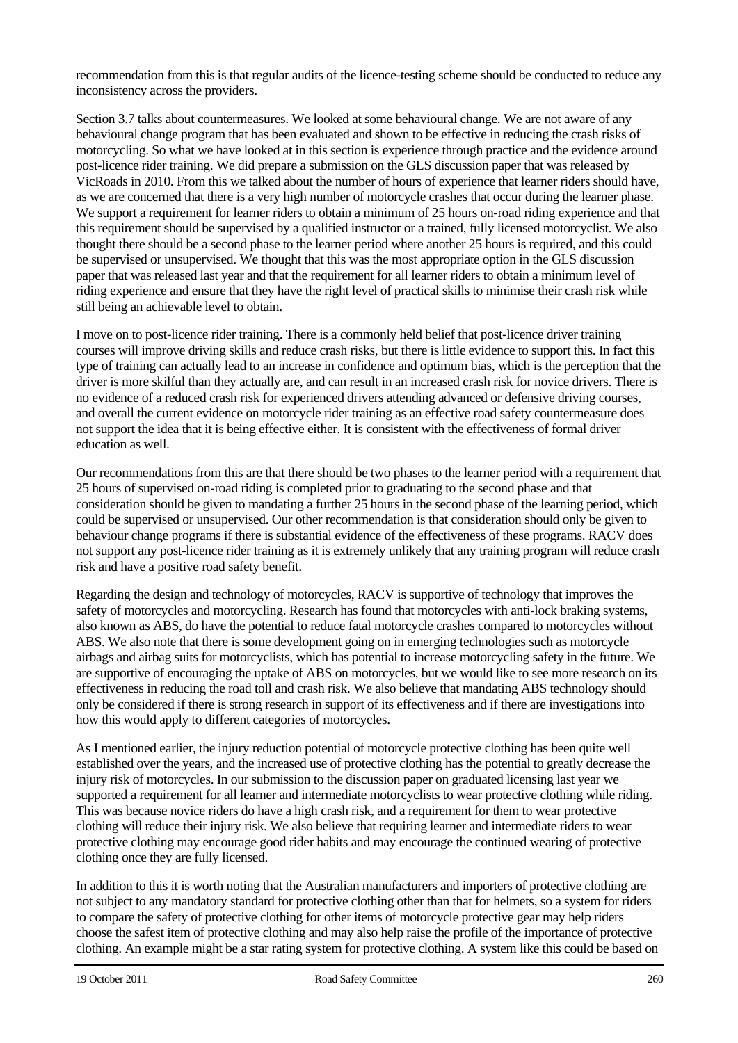recommendation from this is that regular audits of the licence-testing scheme should be conducted to reduce any inconsistency across the providers.

Section 3.7 talks about countermeasures. We looked at some behavioural change. We are not aware of any behavioural change program that has been evaluated and shown to be effective in reducing the crash risks of motorcycling. So what we have looked at in this section is experience through practice and the evidence around post-licence rider training. We did prepare a submission on the GLS discussion paper that was released by VicRoads in 2010. From this we talked about the number of hours of experience that learner riders should have, as we are concerned that there is a very high number of motorcycle crashes that occur during the learner phase. We support a requirement for learner riders to obtain a minimum of 25 hours on-road riding experience and that this requirement should be supervised by a qualified instructor or a trained, fully licensed motorcyclist. We also thought there should be a second phase to the learner period where another 25 hours is required, and this could be supervised or unsupervised. We thought that this was the most appropriate option in the GLS discussion paper that was released last year and that the requirement for all learner riders to obtain a minimum level of riding experience and ensure that they have the right level of practical skills to minimise their crash risk while still being an achievable level to obtain.

I move on to post-licence rider training. There is a commonly held belief that post-licence driver training courses will improve driving skills and reduce crash risks, but there is little evidence to support this. In fact this type of training can actually lead to an increase in confidence and optimum bias, which is the perception that the driver is more skilful than they actually are, and can result in an increased crash risk for novice drivers. There is no evidence of a reduced crash risk for experienced drivers attending advanced or defensive driving courses, and overall the current evidence on motorcycle rider training as an effective road safety countermeasure does not support the idea that it is being effective either. It is consistent with the effectiveness of formal driver education as well.

Our recommendations from this are that there should be two phases to the learner period with a requirement that 25 hours of supervised on-road riding is completed prior to graduating to the second phase and that consideration should be given to mandating a further 25 hours in the second phase of the learning period, which could be supervised or unsupervised. Our other recommendation is that consideration should only be given to behaviour change programs if there is substantial evidence of the effectiveness of these programs. RACV does not support any post-licence rider training as it is extremely unlikely that any training program will reduce crash risk and have a positive road safety benefit.

Regarding the design and technology of motorcycles, RACV is supportive of technology that improves the safety of motorcycles and motorcycling. Research has found that motorcycles with anti-lock braking systems, also known as ABS, do have the potential to reduce fatal motorcycle crashes compared to motorcycles without ABS. We also note that there is some development going on in emerging technologies such as motorcycle airbags and airbag suits for motorcyclists, which has potential to increase motorcycling safety in the future. We are supportive of encouraging the uptake of ABS on motorcycles, but we would like to see more research on its effectiveness in reducing the road toll and crash risk. We also believe that mandating ABS technology should only be considered if there is strong research in support of its effectiveness and if there are investigations into how this would apply to different categories of motorcycles.

As I mentioned earlier, the injury reduction potential of motorcycle protective clothing has been quite well established over the years, and the increased use of protective clothing has the potential to greatly decrease the injury risk of motorcycles. In our submission to the discussion paper on graduated licensing last year we supported a requirement for all learner and intermediate motorcyclists to wear protective clothing while riding. This was because novice riders do have a high crash risk, and a requirement for them to wear protective clothing will reduce their injury risk. We also believe that requiring learner and intermediate riders to wear protective clothing may encourage good rider habits and may encourage the continued wearing of protective clothing once they are fully licensed.

In addition to this it is worth noting that the Australian manufacturers and importers of protective clothing are not subject to any mandatory standard for protective clothing other than that for helmets, so a system for riders to compare the safety of protective clothing for other items of motorcycle protective gear may help riders choose the safest item of protective clothing and may also help raise the profile of the importance of protective clothing. An example might be a star rating system for protective clothing. A system like this could be based on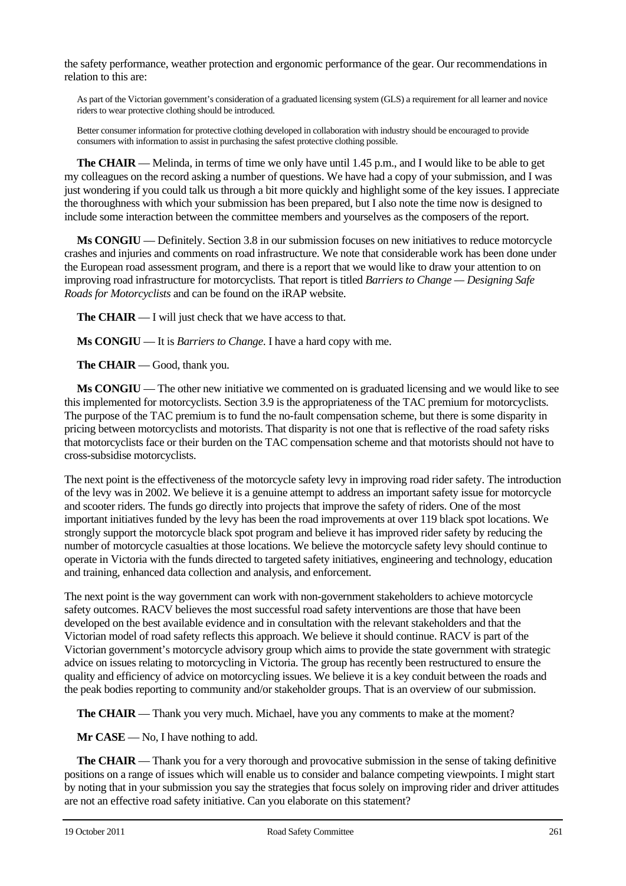the safety performance, weather protection and ergonomic performance of the gear. Our recommendations in relation to this are:

> As part of the Victorian government's consideration of a graduated licensing system (GLS) a requirement for all learner and novice riders to wear protective clothing should be introduced.
>
> Better consumer information for protective clothing developed in collaboration with industry should be encouraged to provide consumers with information to assist in purchasing the safest protective clothing possible.

**The CHAIR** — Melinda, in terms of time we only have until 1.45 p.m., and I would like to be able to get my colleagues on the record asking a number of questions. We have had a copy of your submission, and I was just wondering if you could talk us through a bit more quickly and highlight some of the key issues. I appreciate the thoroughness with which your submission has been prepared, but I also note the time now is designed to include some interaction between the committee members and yourselves as the composers of the report.

**Ms CONGIU** — Definitely. Section 3.8 in our submission focuses on new initiatives to reduce motorcycle crashes and injuries and comments on road infrastructure. We note that considerable work has been done under the European road assessment program, and there is a report that we would like to draw your attention to on improving road infrastructure for motorcyclists. That report is titled *Barriers to Change — Designing Safe Roads for Motorcyclists* and can be found on the iRAP website.

**The CHAIR** — I will just check that we have access to that.

**Ms CONGIU** — It is *Barriers to Change*. I have a hard copy with me.

**The CHAIR** — Good, thank you.

**Ms CONGIU** — The other new initiative we commented on is graduated licensing and we would like to see this implemented for motorcyclists. Section 3.9 is the appropriateness of the TAC premium for motorcyclists. The purpose of the TAC premium is to fund the no-fault compensation scheme, but there is some disparity in pricing between motorcyclists and motorists. That disparity is not one that is reflective of the road safety risks that motorcyclists face or their burden on the TAC compensation scheme and that motorists should not have to cross-subsidise motorcyclists.

The next point is the effectiveness of the motorcycle safety levy in improving road rider safety. The introduction of the levy was in 2002. We believe it is a genuine attempt to address an important safety issue for motorcycle and scooter riders. The funds go directly into projects that improve the safety of riders. One of the most important initiatives funded by the levy has been the road improvements at over 119 black spot locations. We strongly support the motorcycle black spot program and believe it has improved rider safety by reducing the number of motorcycle casualties at those locations. We believe the motorcycle safety levy should continue to operate in Victoria with the funds directed to targeted safety initiatives, engineering and technology, education and training, enhanced data collection and analysis, and enforcement.

The next point is the way government can work with non-government stakeholders to achieve motorcycle safety outcomes. RACV believes the most successful road safety interventions are those that have been developed on the best available evidence and in consultation with the relevant stakeholders and that the Victorian model of road safety reflects this approach. We believe it should continue. RACV is part of the Victorian government's motorcycle advisory group which aims to provide the state government with strategic advice on issues relating to motorcycling in Victoria. The group has recently been restructured to ensure the quality and efficiency of advice on motorcycling issues. We believe it is a key conduit between the roads and the peak bodies reporting to community and/or stakeholder groups. That is an overview of our submission.

**The CHAIR** — Thank you very much. Michael, have you any comments to make at the moment?

**Mr CASE** — No, I have nothing to add.

**The CHAIR** — Thank you for a very thorough and provocative submission in the sense of taking definitive positions on a range of issues which will enable us to consider and balance competing viewpoints. I might start by noting that in your submission you say the strategies that focus solely on improving rider and driver attitudes are not an effective road safety initiative. Can you elaborate on this statement?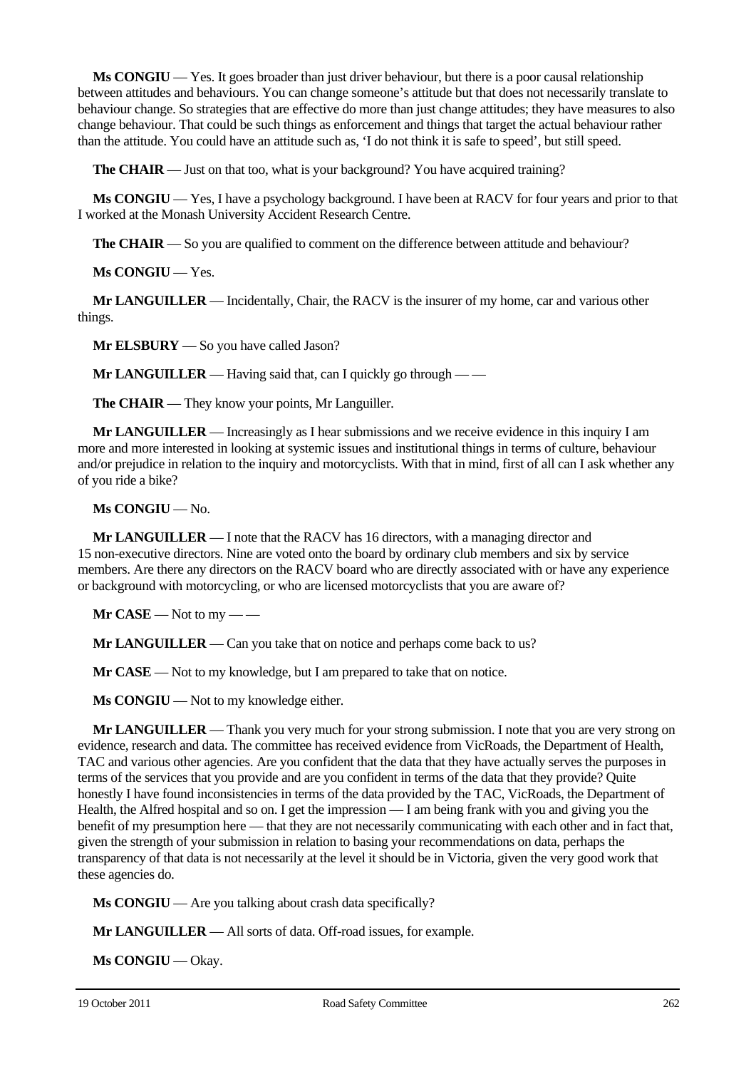**Ms CONGIU** — Yes. It goes broader than just driver behaviour, but there is a poor causal relationship between attitudes and behaviours. You can change someone's attitude but that does not necessarily translate to behaviour change. So strategies that are effective do more than just change attitudes; they have measures to also change behaviour. That could be such things as enforcement and things that target the actual behaviour rather than the attitude. You could have an attitude such as, 'I do not think it is safe to speed', but still speed.

**The CHAIR** — Just on that too, what is your background? You have acquired training?

**Ms CONGIU** — Yes, I have a psychology background. I have been at RACV for four years and prior to that I worked at the Monash University Accident Research Centre.

**The CHAIR** — So you are qualified to comment on the difference between attitude and behaviour?

**Ms CONGIU** — Yes.

**Mr LANGUILLER** — Incidentally, Chair, the RACV is the insurer of my home, car and various other things.

**Mr ELSBURY** — So you have called Jason?

**Mr LANGUILLER** — Having said that, can I quickly go through — —

**The CHAIR** — They know your points, Mr Languiller.

**Mr LANGUILLER** — Increasingly as I hear submissions and we receive evidence in this inquiry I am more and more interested in looking at systemic issues and institutional things in terms of culture, behaviour and/or prejudice in relation to the inquiry and motorcyclists. With that in mind, first of all can I ask whether any of you ride a bike?

**Ms CONGIU** — No.

**Mr LANGUILLER** — I note that the RACV has 16 directors, with a managing director and 15 non-executive directors. Nine are voted onto the board by ordinary club members and six by service members. Are there any directors on the RACV board who are directly associated with or have any experience or background with motorcycling, or who are licensed motorcyclists that you are aware of?

**Mr CASE** — Not to my — —

**Mr LANGUILLER** — Can you take that on notice and perhaps come back to us?

**Mr CASE** — Not to my knowledge, but I am prepared to take that on notice.

**Ms CONGIU** — Not to my knowledge either.

**Mr LANGUILLER** — Thank you very much for your strong submission. I note that you are very strong on evidence, research and data. The committee has received evidence from VicRoads, the Department of Health, TAC and various other agencies. Are you confident that the data that they have actually serves the purposes in terms of the services that you provide and are you confident in terms of the data that they provide? Quite honestly I have found inconsistencies in terms of the data provided by the TAC, VicRoads, the Department of Health, the Alfred hospital and so on. I get the impression — I am being frank with you and giving you the benefit of my presumption here — that they are not necessarily communicating with each other and in fact that, given the strength of your submission in relation to basing your recommendations on data, perhaps the transparency of that data is not necessarily at the level it should be in Victoria, given the very good work that these agencies do.

**Ms CONGIU** — Are you talking about crash data specifically?

**Mr LANGUILLER** — All sorts of data. Off-road issues, for example.

**Ms CONGIU** — Okay.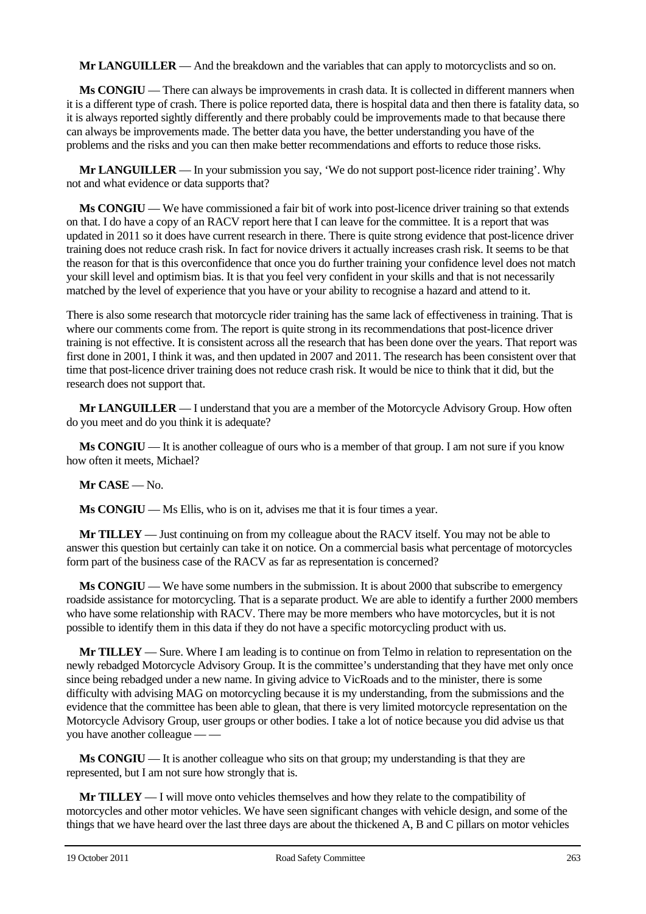**Mr LANGUILLER** — And the breakdown and the variables that can apply to motorcyclists and so on.

**Ms CONGIU** — There can always be improvements in crash data. It is collected in different manners when it is a different type of crash. There is police reported data, there is hospital data and then there is fatality data, so it is always reported sightly differently and there probably could be improvements made to that because there can always be improvements made. The better data you have, the better understanding you have of the problems and the risks and you can then make better recommendations and efforts to reduce those risks.

**Mr LANGUILLER** — In your submission you say, 'We do not support post-licence rider training'. Why not and what evidence or data supports that?

**Ms CONGIU** — We have commissioned a fair bit of work into post-licence driver training so that extends on that. I do have a copy of an RACV report here that I can leave for the committee. It is a report that was updated in 2011 so it does have current research in there. There is quite strong evidence that post-licence driver training does not reduce crash risk. In fact for novice drivers it actually increases crash risk. It seems to be that the reason for that is this overconfidence that once you do further training your confidence level does not match your skill level and optimism bias. It is that you feel very confident in your skills and that is not necessarily matched by the level of experience that you have or your ability to recognise a hazard and attend to it.

There is also some research that motorcycle rider training has the same lack of effectiveness in training. That is where our comments come from. The report is quite strong in its recommendations that post-licence driver training is not effective. It is consistent across all the research that has been done over the years. That report was first done in 2001, I think it was, and then updated in 2007 and 2011. The research has been consistent over that time that post-licence driver training does not reduce crash risk. It would be nice to think that it did, but the research does not support that.

**Mr LANGUILLER** — I understand that you are a member of the Motorcycle Advisory Group. How often do you meet and do you think it is adequate?

**Ms CONGIU** — It is another colleague of ours who is a member of that group. I am not sure if you know how often it meets, Michael?

**Mr CASE** — No.

**Ms CONGIU** — Ms Ellis, who is on it, advises me that it is four times a year.

**Mr TILLEY** — Just continuing on from my colleague about the RACV itself. You may not be able to answer this question but certainly can take it on notice. On a commercial basis what percentage of motorcycles form part of the business case of the RACV as far as representation is concerned?

**Ms CONGIU** — We have some numbers in the submission. It is about 2000 that subscribe to emergency roadside assistance for motorcycling. That is a separate product. We are able to identify a further 2000 members who have some relationship with RACV. There may be more members who have motorcycles, but it is not possible to identify them in this data if they do not have a specific motorcycling product with us.

**Mr TILLEY** — Sure. Where I am leading is to continue on from Telmo in relation to representation on the newly rebadged Motorcycle Advisory Group. It is the committee's understanding that they have met only once since being rebadged under a new name. In giving advice to VicRoads and to the minister, there is some difficulty with advising MAG on motorcycling because it is my understanding, from the submissions and the evidence that the committee has been able to glean, that there is very limited motorcycle representation on the Motorcycle Advisory Group, user groups or other bodies. I take a lot of notice because you did advise us that you have another colleague — —

**Ms CONGIU** — It is another colleague who sits on that group; my understanding is that they are represented, but I am not sure how strongly that is.

**Mr TILLEY** — I will move onto vehicles themselves and how they relate to the compatibility of motorcycles and other motor vehicles. We have seen significant changes with vehicle design, and some of the things that we have heard over the last three days are about the thickened A, B and C pillars on motor vehicles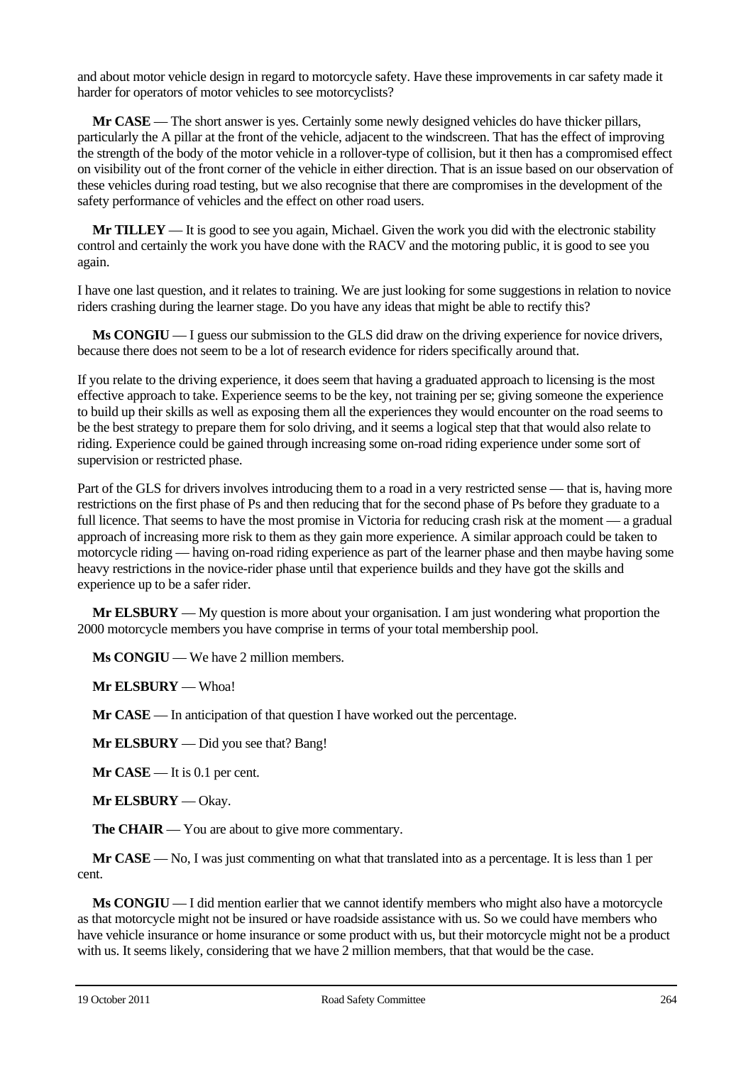and about motor vehicle design in regard to motorcycle safety. Have these improvements in car safety made it harder for operators of motor vehicles to see motorcyclists?

**Mr CASE** — The short answer is yes. Certainly some newly designed vehicles do have thicker pillars, particularly the A pillar at the front of the vehicle, adjacent to the windscreen. That has the effect of improving the strength of the body of the motor vehicle in a rollover-type of collision, but it then has a compromised effect on visibility out of the front corner of the vehicle in either direction. That is an issue based on our observation of these vehicles during road testing, but we also recognise that there are compromises in the development of the safety performance of vehicles and the effect on other road users.

**Mr TILLEY** — It is good to see you again, Michael. Given the work you did with the electronic stability control and certainly the work you have done with the RACV and the motoring public, it is good to see you again.

I have one last question, and it relates to training. We are just looking for some suggestions in relation to novice riders crashing during the learner stage. Do you have any ideas that might be able to rectify this?

**Ms CONGIU** — I guess our submission to the GLS did draw on the driving experience for novice drivers, because there does not seem to be a lot of research evidence for riders specifically around that.

If you relate to the driving experience, it does seem that having a graduated approach to licensing is the most effective approach to take. Experience seems to be the key, not training per se; giving someone the experience to build up their skills as well as exposing them all the experiences they would encounter on the road seems to be the best strategy to prepare them for solo driving, and it seems a logical step that that would also relate to riding. Experience could be gained through increasing some on-road riding experience under some sort of supervision or restricted phase.

Part of the GLS for drivers involves introducing them to a road in a very restricted sense — that is, having more restrictions on the first phase of Ps and then reducing that for the second phase of Ps before they graduate to a full licence. That seems to have the most promise in Victoria for reducing crash risk at the moment — a gradual approach of increasing more risk to them as they gain more experience. A similar approach could be taken to motorcycle riding — having on-road riding experience as part of the learner phase and then maybe having some heavy restrictions in the novice-rider phase until that experience builds and they have got the skills and experience up to be a safer rider.

**Mr ELSBURY** — My question is more about your organisation. I am just wondering what proportion the 2000 motorcycle members you have comprise in terms of your total membership pool.

**Ms CONGIU** — We have 2 million members.

**Mr ELSBURY** — Whoa!

**Mr CASE** — In anticipation of that question I have worked out the percentage.

**Mr ELSBURY** — Did you see that? Bang!

**Mr CASE** — It is 0.1 per cent.

**Mr ELSBURY** — Okay.

**The CHAIR** — You are about to give more commentary.

**Mr CASE** — No, I was just commenting on what that translated into as a percentage. It is less than 1 per cent.

**Ms CONGIU** — I did mention earlier that we cannot identify members who might also have a motorcycle as that motorcycle might not be insured or have roadside assistance with us. So we could have members who have vehicle insurance or home insurance or some product with us, but their motorcycle might not be a product with us. It seems likely, considering that we have 2 million members, that that would be the case.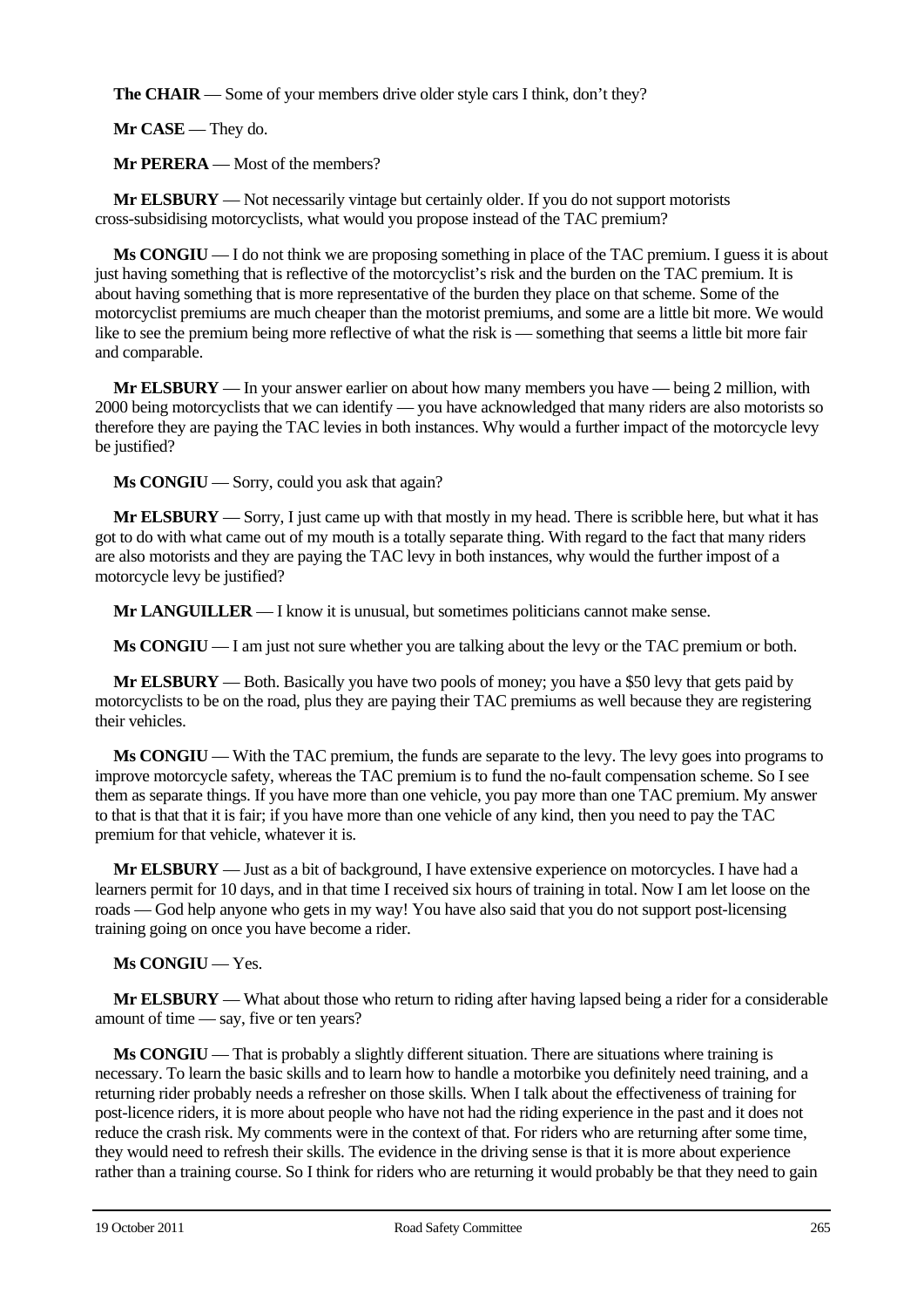**The CHAIR** — Some of your members drive older style cars I think, don't they?

**Mr CASE** — They do.

**Mr PERERA** — Most of the members?

**Mr ELSBURY** — Not necessarily vintage but certainly older. If you do not support motorists cross-subsidising motorcyclists, what would you propose instead of the TAC premium?

**Ms CONGIU** — I do not think we are proposing something in place of the TAC premium. I guess it is about just having something that is reflective of the motorcyclist's risk and the burden on the TAC premium. It is about having something that is more representative of the burden they place on that scheme. Some of the motorcyclist premiums are much cheaper than the motorist premiums, and some are a little bit more. We would like to see the premium being more reflective of what the risk is — something that seems a little bit more fair and comparable.

**Mr ELSBURY** — In your answer earlier on about how many members you have — being 2 million, with 2000 being motorcyclists that we can identify — you have acknowledged that many riders are also motorists so therefore they are paying the TAC levies in both instances. Why would a further impact of the motorcycle levy be justified?

**Ms CONGIU** — Sorry, could you ask that again?

**Mr ELSBURY** — Sorry, I just came up with that mostly in my head. There is scribble here, but what it has got to do with what came out of my mouth is a totally separate thing. With regard to the fact that many riders are also motorists and they are paying the TAC levy in both instances, why would the further impost of a motorcycle levy be justified?

**Mr LANGUILLER** — I know it is unusual, but sometimes politicians cannot make sense.

**Ms CONGIU** — I am just not sure whether you are talking about the levy or the TAC premium or both.

**Mr ELSBURY** — Both. Basically you have two pools of money; you have a $50 levy that gets paid by motorcyclists to be on the road, plus they are paying their TAC premiums as well because they are registering their vehicles.

**Ms CONGIU** — With the TAC premium, the funds are separate to the levy. The levy goes into programs to improve motorcycle safety, whereas the TAC premium is to fund the no-fault compensation scheme. So I see them as separate things. If you have more than one vehicle, you pay more than one TAC premium. My answer to that is that that it is fair; if you have more than one vehicle of any kind, then you need to pay the TAC premium for that vehicle, whatever it is.

**Mr ELSBURY** — Just as a bit of background, I have extensive experience on motorcycles. I have had a learners permit for 10 days, and in that time I received six hours of training in total. Now I am let loose on the roads — God help anyone who gets in my way! You have also said that you do not support post-licensing training going on once you have become a rider.

**Ms CONGIU** — Yes.

**Mr ELSBURY** — What about those who return to riding after having lapsed being a rider for a considerable amount of time — say, five or ten years?

**Ms CONGIU** — That is probably a slightly different situation. There are situations where training is necessary. To learn the basic skills and to learn how to handle a motorbike you definitely need training, and a returning rider probably needs a refresher on those skills. When I talk about the effectiveness of training for post-licence riders, it is more about people who have not had the riding experience in the past and it does not reduce the crash risk. My comments were in the context of that. For riders who are returning after some time, they would need to refresh their skills. The evidence in the driving sense is that it is more about experience rather than a training course. So I think for riders who are returning it would probably be that they need to gain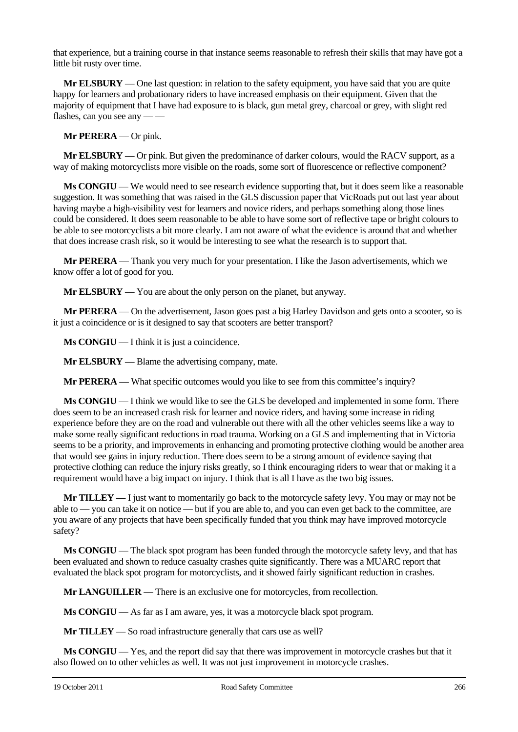that experience, but a training course in that instance seems reasonable to refresh their skills that may have got a little bit rusty over time.

**Mr ELSBURY** — One last question: in relation to the safety equipment, you have said that you are quite happy for learners and probationary riders to have increased emphasis on their equipment. Given that the majority of equipment that I have had exposure to is black, gun metal grey, charcoal or grey, with slight red flashes, can you see any — —

**Mr PERERA** — Or pink.

**Mr ELSBURY** — Or pink. But given the predominance of darker colours, would the RACV support, as a way of making motorcyclists more visible on the roads, some sort of fluorescence or reflective component?

**Ms CONGIU** — We would need to see research evidence supporting that, but it does seem like a reasonable suggestion. It was something that was raised in the GLS discussion paper that VicRoads put out last year about having maybe a high-visibility vest for learners and novice riders, and perhaps something along those lines could be considered. It does seem reasonable to be able to have some sort of reflective tape or bright colours to be able to see motorcyclists a bit more clearly. I am not aware of what the evidence is around that and whether that does increase crash risk, so it would be interesting to see what the research is to support that.

**Mr PERERA** — Thank you very much for your presentation. I like the Jason advertisements, which we know offer a lot of good for you.

**Mr ELSBURY** — You are about the only person on the planet, but anyway.

**Mr PERERA** — On the advertisement, Jason goes past a big Harley Davidson and gets onto a scooter, so is it just a coincidence or is it designed to say that scooters are better transport?

**Ms CONGIU** — I think it is just a coincidence.

**Mr ELSBURY** — Blame the advertising company, mate.

**Mr PERERA** — What specific outcomes would you like to see from this committee's inquiry?

**Ms CONGIU** — I think we would like to see the GLS be developed and implemented in some form. There does seem to be an increased crash risk for learner and novice riders, and having some increase in riding experience before they are on the road and vulnerable out there with all the other vehicles seems like a way to make some really significant reductions in road trauma. Working on a GLS and implementing that in Victoria seems to be a priority, and improvements in enhancing and promoting protective clothing would be another area that would see gains in injury reduction. There does seem to be a strong amount of evidence saying that protective clothing can reduce the injury risks greatly, so I think encouraging riders to wear that or making it a requirement would have a big impact on injury. I think that is all I have as the two big issues.

**Mr TILLEY** — I just want to momentarily go back to the motorcycle safety levy. You may or may not be able to — you can take it on notice — but if you are able to, and you can even get back to the committee, are you aware of any projects that have been specifically funded that you think may have improved motorcycle safety?

**Ms CONGIU** — The black spot program has been funded through the motorcycle safety levy, and that has been evaluated and shown to reduce casualty crashes quite significantly. There was a MUARC report that evaluated the black spot program for motorcyclists, and it showed fairly significant reduction in crashes.

**Mr LANGUILLER** — There is an exclusive one for motorcycles, from recollection.

**Ms CONGIU** — As far as I am aware, yes, it was a motorcycle black spot program.

**Mr TILLEY** — So road infrastructure generally that cars use as well?

**Ms CONGIU** — Yes, and the report did say that there was improvement in motorcycle crashes but that it also flowed on to other vehicles as well. It was not just improvement in motorcycle crashes.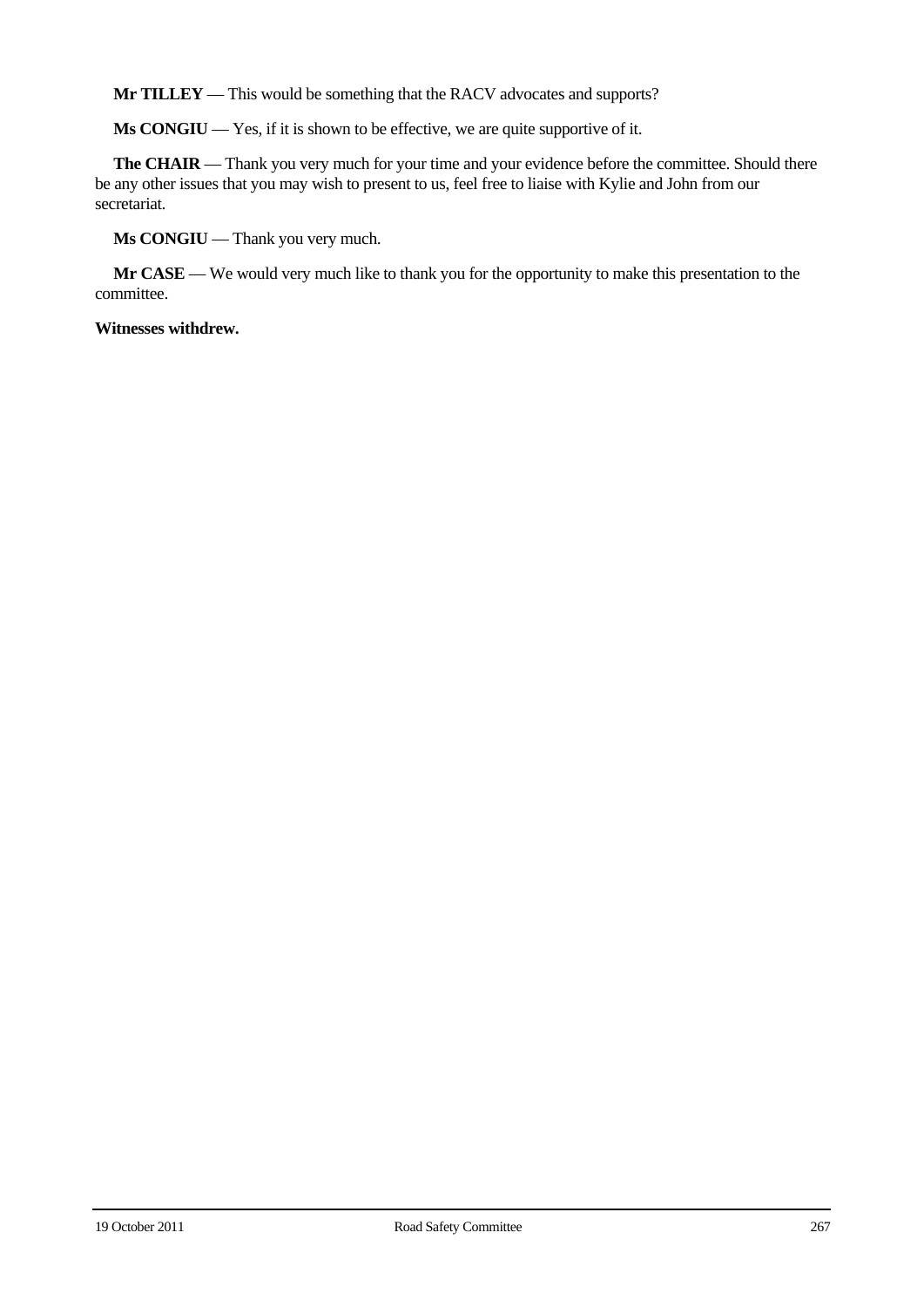**Mr TILLEY** — This would be something that the RACV advocates and supports?

**Ms CONGIU** — Yes, if it is shown to be effective, we are quite supportive of it.

**The CHAIR** — Thank you very much for your time and your evidence before the committee. Should there be any other issues that you may wish to present to us, feel free to liaise with Kylie and John from our secretariat.

**Ms CONGIU** — Thank you very much.

**Mr CASE** — We would very much like to thank you for the opportunity to make this presentation to the committee.

**Witnesses withdrew.**